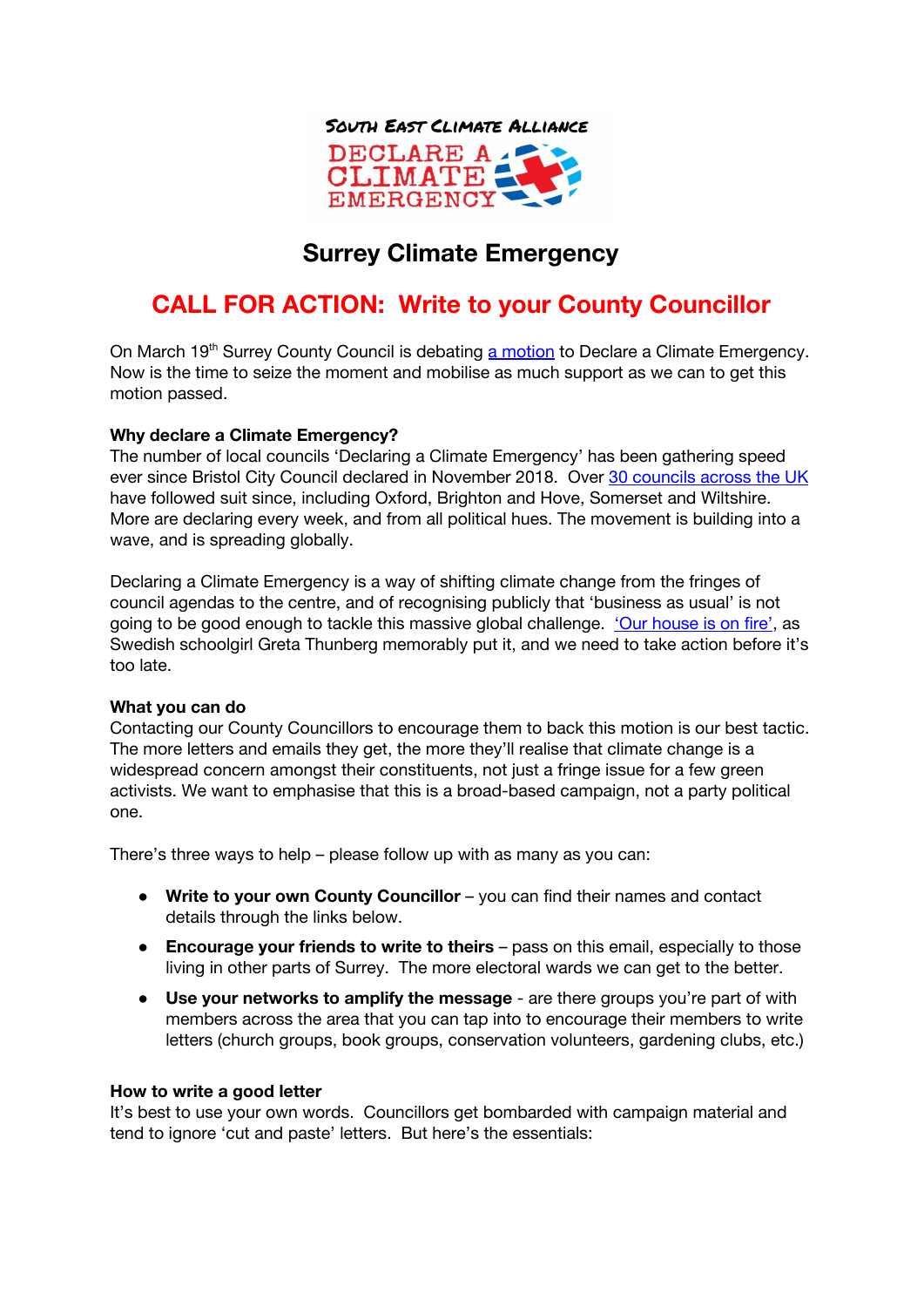South East Climate Alliance

DECLARE A CLIMATE EMERGENCY

# Surrey Climate Emergency

## CALL FOR ACTION: Write to your County Councillor

On March 19th Surrey County Council is debating a motion to Declare a Climate Emergency. Now is the time to seize the moment and mobilise as much support as we can to get this motion passed.

**Why declare a Climate Emergency?**

The number of local councils 'Declaring a Climate Emergency' has been gathering speed ever since Bristol City Council declared in November 2018. Over 30 councils across the UK have followed suit since, including Oxford, Brighton and Hove, Somerset and Wiltshire. More are declaring every week, and from all political hues. The movement is building into a wave, and is spreading globally.

Declaring a Climate Emergency is a way of shifting climate change from the fringes of council agendas to the centre, and of recognising publicly that 'business as usual' is not going to be good enough to tackle this massive global challenge. 'Our house is on fire', as Swedish schoolgirl Greta Thunberg memorably put it, and we need to take action before it's too late.

**What you can do**

Contacting our County Councillors to encourage them to back this motion is our best tactic. The more letters and emails they get, the more they'll realise that climate change is a widespread concern amongst their constituents, not just a fringe issue for a few green activists. We want to emphasise that this is a broad-based campaign, not a party political one.

There's three ways to help – please follow up with as many as you can:

- **Write to your own County Councillor** – you can find their names and contact details through the links below.
- **Encourage your friends to write to theirs** – pass on this email, especially to those living in other parts of Surrey. The more electoral wards we can get to the better.
- **Use your networks to amplify the message** - are there groups you're part of with members across the area that you can tap into to encourage their members to write letters (church groups, book groups, conservation volunteers, gardening clubs, etc.)

**How to write a good letter**

It's best to use your own words. Councillors get bombarded with campaign material and tend to ignore 'cut and paste' letters. But here's the essentials: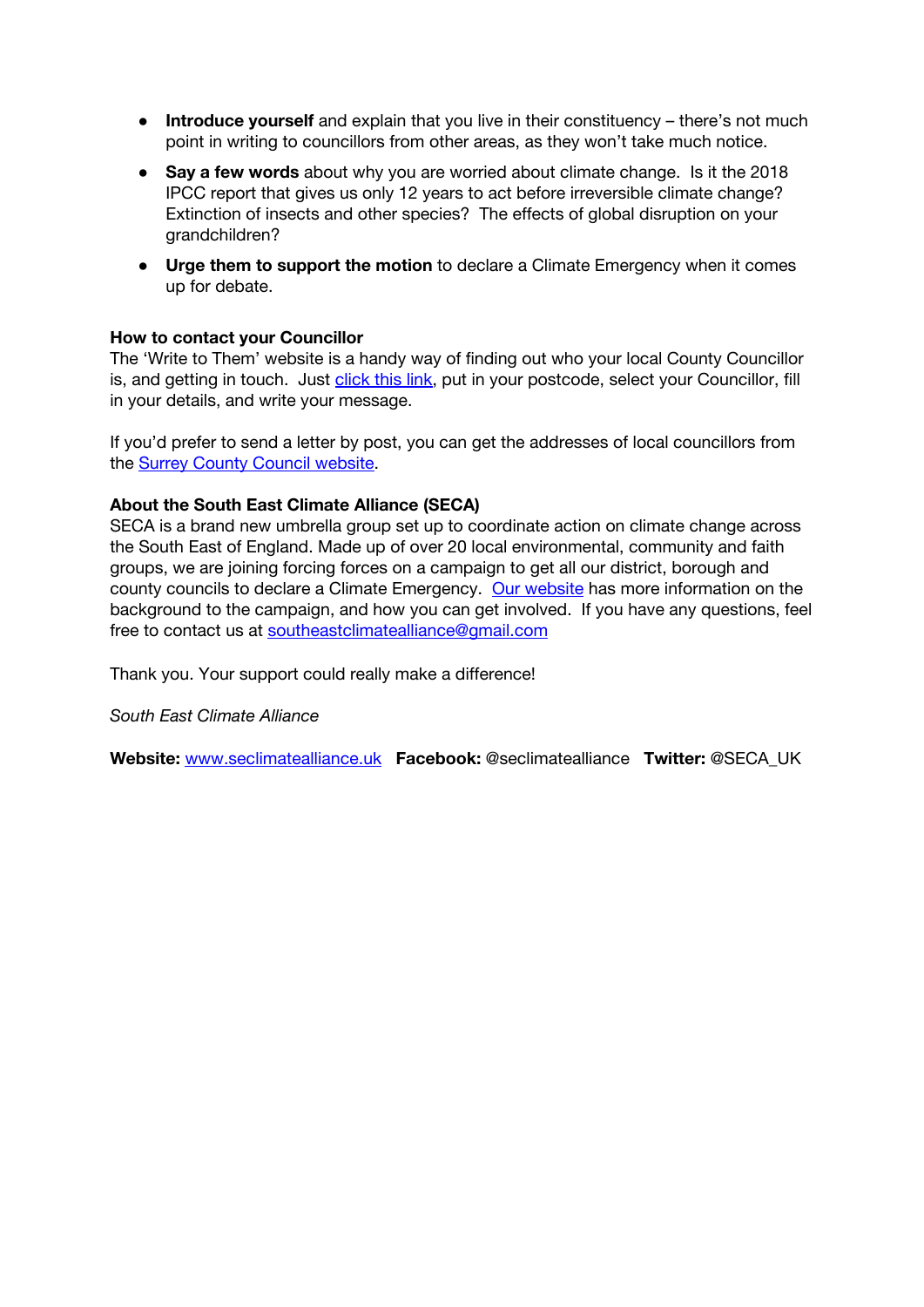- **Introduce yourself** and explain that you live in their constituency – there's not much point in writing to councillors from other areas, as they won't take much notice.
- **Say a few words** about why you are worried about climate change. Is it the 2018 IPCC report that gives us only 12 years to act before irreversible climate change? Extinction of insects and other species? The effects of global disruption on your grandchildren?
- **Urge them to support the motion** to declare a Climate Emergency when it comes up for debate.

**How to contact your Councillor**
The 'Write to Them' website is a handy way of finding out who your local County Councillor is, and getting in touch. Just click this link, put in your postcode, select your Councillor, fill in your details, and write your message.

If you'd prefer to send a letter by post, you can get the addresses of local councillors from the Surrey County Council website.

**About the South East Climate Alliance (SECA)**
SECA is a brand new umbrella group set up to coordinate action on climate change across the South East of England. Made up of over 20 local environmental, community and faith groups, we are joining forcing forces on a campaign to get all our district, borough and county councils to declare a Climate Emergency. Our website has more information on the background to the campaign, and how you can get involved. If you have any questions, feel free to contact us at southeastclimatealliance@gmail.com

Thank you. Your support could really make a difference!

*South East Climate Alliance*

**Website:** www.seclimatealliance.uk **Facebook:** @seclimatealliance **Twitter:** @SECA_UK